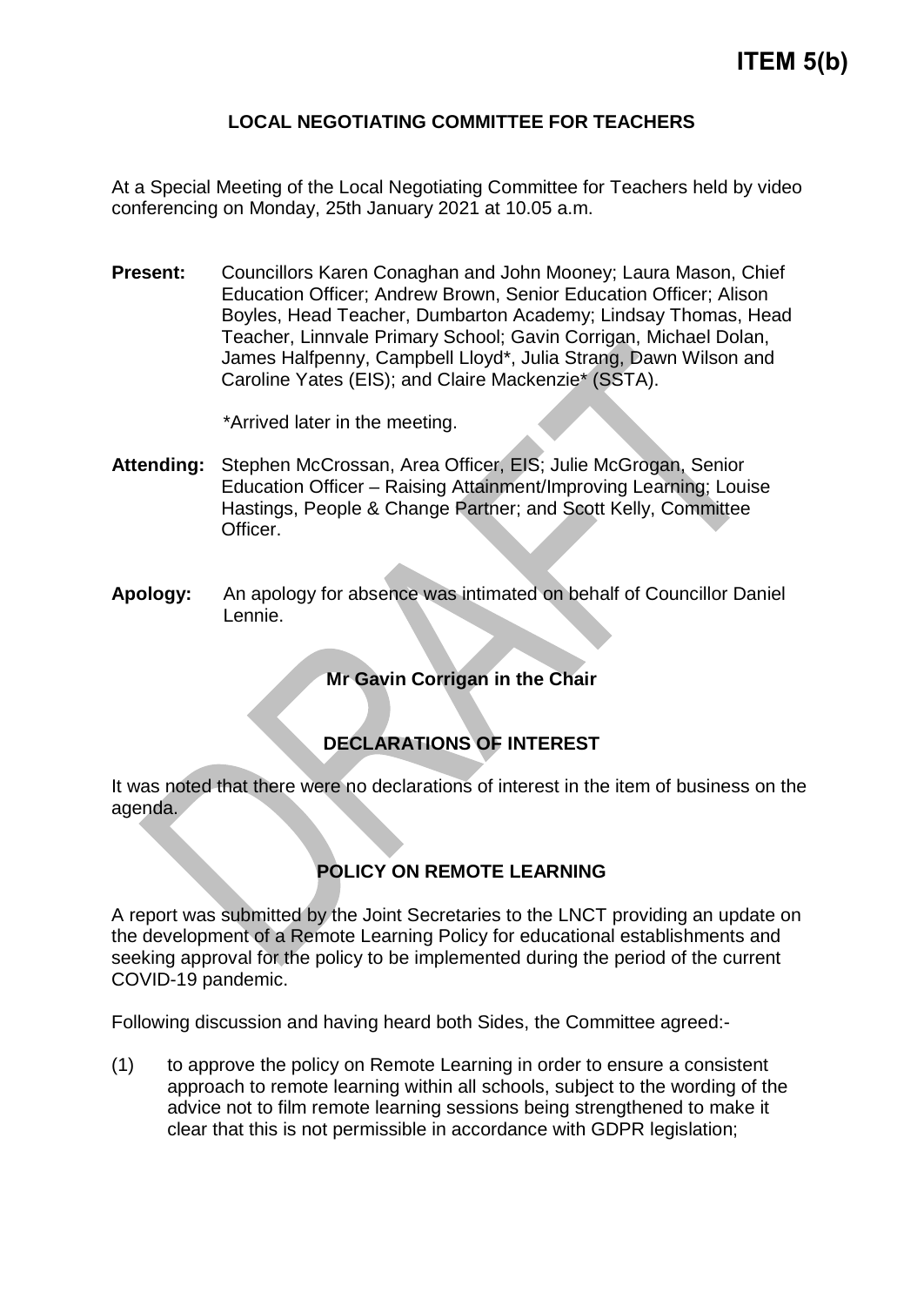**ITEM 5(b)**

# LOCAL NEGOTIATING COMMITTEE FOR TEACHERS

At a Special Meeting of the Local Negotiating Committee for Teachers held by video conferencing on Monday, 25th January 2021 at 10.05 a.m.

**Present:** Councillors Karen Conaghan and John Mooney; Laura Mason, Chief Education Officer; Andrew Brown, Senior Education Officer; Alison Boyles, Head Teacher, Dumbarton Academy; Lindsay Thomas, Head Teacher, Linnvale Primary School; Gavin Corrigan, Michael Dolan, James Halfpenny, Campbell Lloyd*, Julia Strang, Dawn Wilson and Caroline Yates (EIS); and Claire Mackenzie* (SSTA).

*Arrived later in the meeting.

**Attending:** Stephen McCrossan, Area Officer, EIS; Julie McGrogan, Senior Education Officer – Raising Attainment/Improving Learning; Louise Hastings, People & Change Partner; and Scott Kelly, Committee Officer.

**Apology:** An apology for absence was intimated on behalf of Councillor Daniel Lennie.

**Mr Gavin Corrigan in the Chair**

## DECLARATIONS OF INTEREST

It was noted that there were no declarations of interest in the item of business on the agenda.

## POLICY ON REMOTE LEARNING

A report was submitted by the Joint Secretaries to the LNCT providing an update on the development of a Remote Learning Policy for educational establishments and seeking approval for the policy to be implemented during the period of the current COVID-19 pandemic.

Following discussion and having heard both Sides, the Committee agreed:-

(1) to approve the policy on Remote Learning in order to ensure a consistent approach to remote learning within all schools, subject to the wording of the advice not to film remote learning sessions being strengthened to make it clear that this is not permissible in accordance with GDPR legislation;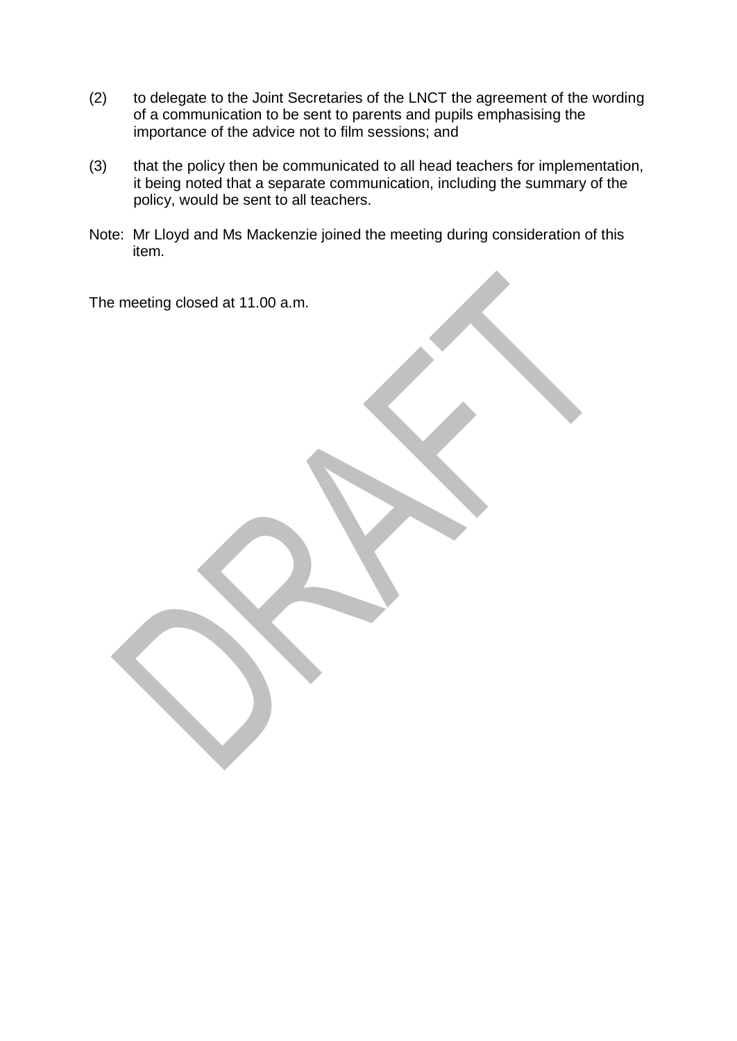(2) to delegate to the Joint Secretaries of the LNCT the agreement of the wording of a communication to be sent to parents and pupils emphasising the importance of the advice not to film sessions; and

(3) that the policy then be communicated to all head teachers for implementation, it being noted that a separate communication, including the summary of the policy, would be sent to all teachers.

Note: Mr Lloyd and Ms Mackenzie joined the meeting during consideration of this item.

The meeting closed at 11.00 a.m.